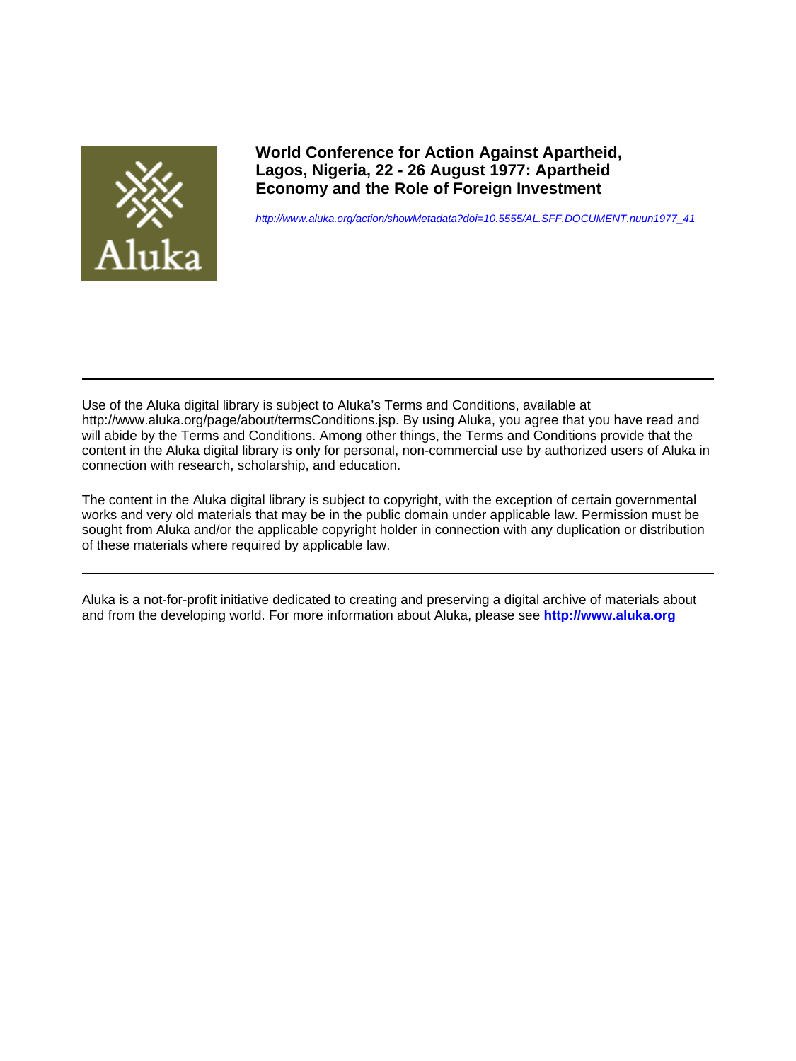# World Conference for Action Against Apartheid, Lagos, Nigeria, 22 - 26 August 1977: Apartheid Economy and the Role of Foreign Investment

http://www.aluka.org/action/showMetadata?doi=10.5555/AL.SFF.DOCUMENT.nuun1977_41

---

Use of the Aluka digital library is subject to Aluka's Terms and Conditions, available at http://www.aluka.org/page/about/termsConditions.jsp. By using Aluka, you agree that you have read and will abide by the Terms and Conditions. Among other things, the Terms and Conditions provide that the content in the Aluka digital library is only for personal, non-commercial use by authorized users of Aluka in connection with research, scholarship, and education.

The content in the Aluka digital library is subject to copyright, with the exception of certain governmental works and very old materials that may be in the public domain under applicable law. Permission must be sought from Aluka and/or the applicable copyright holder in connection with any duplication or distribution of these materials where required by applicable law.

---

Aluka is a not-for-profit initiative dedicated to creating and preserving a digital archive of materials about and from the developing world. For more information about Aluka, please see **http://www.aluka.org**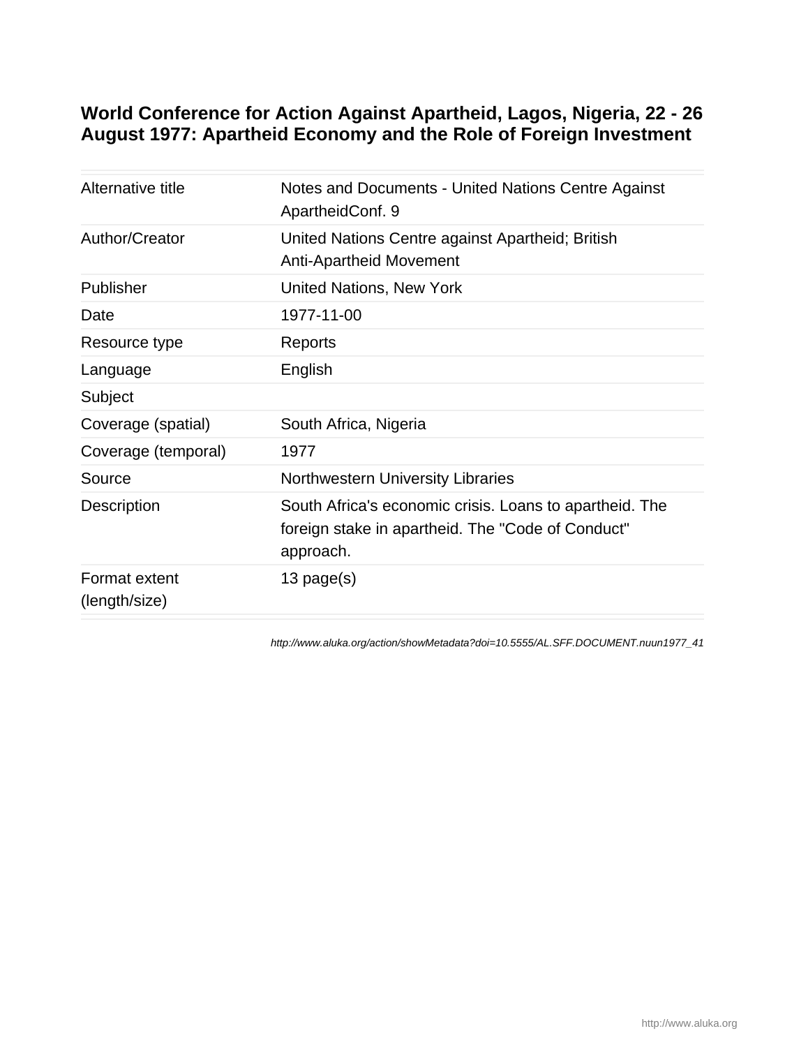# World Conference for Action Against Apartheid, Lagos, Nigeria, 22 - 26 August 1977: Apartheid Economy and the Role of Foreign Investment

| | |
|---|---|
| Alternative title | Notes and Documents - United Nations Centre Against ApartheidConf. 9 |
| Author/Creator | United Nations Centre against Apartheid; British Anti-Apartheid Movement |
| Publisher | United Nations, New York |
| Date | 1977-11-00 |
| Resource type | Reports |
| Language | English |
| Subject | |
| Coverage (spatial) | South Africa, Nigeria |
| Coverage (temporal) | 1977 |
| Source | Northwestern University Libraries |
| Description | South Africa's economic crisis. Loans to apartheid. The foreign stake in apartheid. The "Code of Conduct" approach. |
| Format extent (length/size) | 13 page(s) |

http://www.aluka.org/action/showMetadata?doi=10.5555/AL.SFF.DOCUMENT.nuun1977_41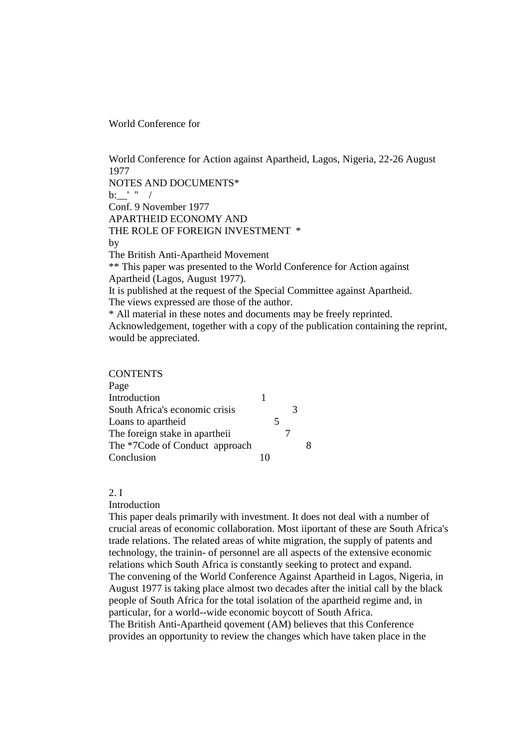World Conference for

World Conference for Action against Apartheid, Lagos, Nigeria, 22-26 August 1977

NOTES AND DOCUMENTS*

b:__' " /

Conf. 9 November 1977

# APARTHEID ECONOMY AND THE ROLE OF FOREIGN INVESTMENT *

by

The British Anti-Apartheid Movement

** This paper was presented to the World Conference for Action against Apartheid (Lagos, August 1977).

It is published at the request of the Special Committee against Apartheid.

The views expressed are those of the author.

* All material in these notes and documents may be freely reprinted. Acknowledgement, together with a copy of the publication containing the reprint, would be appreciated.

## CONTENTS

| | Page |
|---|---|
| Introduction | 1 |
| South Africa's economic crisis | 3 |
| Loans to apartheid | 5 |
| The foreign stake in apartheii | 7 |
| The *7Code of Conduct approach | 8 |
| Conclusion | 10 |

2. I

## Introduction

This paper deals primarily with investment. It does not deal with a number of crucial areas of economic collaboration. Most iiportant of these are South Africa's trade relations. The related areas of white migration, the supply of patents and technology, the trainin- of personnel are all aspects of the extensive economic relations which South Africa is constantly seeking to protect and expand.

The convening of the World Conference Against Apartheid in Lagos, Nigeria, in August 1977 is taking place almost two decades after the initial call by the black people of South Africa for the total isolation of the apartheid regime and, in particular, for a world--wide economic boycott of South Africa.

The British Anti-Apartheid qovement (AM) believes that this Conference provides an opportunity to review the changes which have taken place in the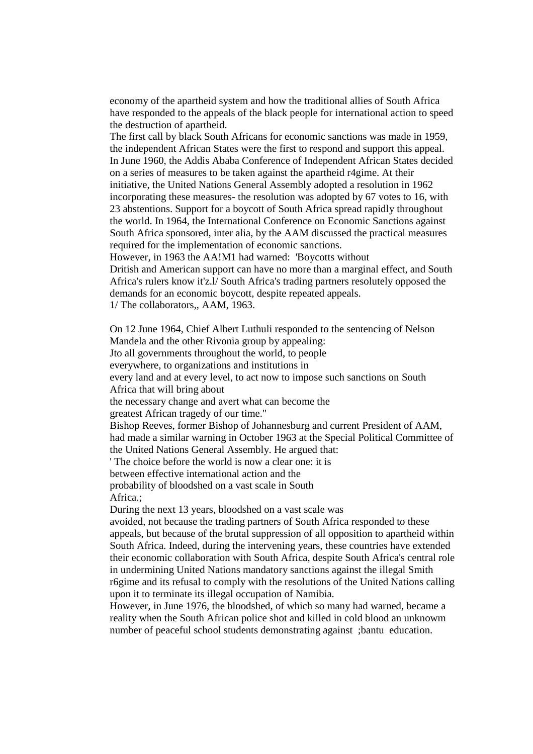economy of the apartheid system and how the traditional allies of South Africa have responded to the appeals of the black people for international action to speed the destruction of apartheid.

The first call by black South Africans for economic sanctions was made in 1959, the independent African States were the first to respond and support this appeal. In June 1960, the Addis Ababa Conference of Independent African States decided on a series of measures to be taken against the apartheid r4gime. At their initiative, the United Nations General Assembly adopted a resolution in 1962 incorporating these measures- the resolution was adopted by 67 votes to 16, with 23 abstentions. Support for a boycott of South Africa spread rapidly throughout the world. In 1964, the International Conference on Economic Sanctions against South Africa sponsored, inter alia, by the AAM discussed the practical measures required for the implementation of economic sanctions.

However, in 1963 the AA!M1 had warned: 'Boycotts without Dritish and American support can have no more than a marginal effect, and South Africa's rulers know it'z.l/ South Africa's trading partners resolutely opposed the demands for an economic boycott, despite repeated appeals.

1/ The collaborators,, AAM, 1963.

On 12 June 1964, Chief Albert Luthuli responded to the sentencing of Nelson Mandela and the other Rivonia group by appealing:

Jto all governments throughout the world, to people everywhere, to organizations and institutions in every land and at every level, to act now to impose such sanctions on South Africa that will bring about the necessary change and avert what can become the greatest African tragedy of our time."

Bishop Reeves, former Bishop of Johannesburg and current President of AAM, had made a similar warning in October 1963 at the Special Political Committee of the United Nations General Assembly. He argued that:

' The choice before the world is now a clear one: it is between effective international action and the probability of bloodshed on a vast scale in South Africa.;

During the next 13 years, bloodshed on a vast scale was avoided, not because the trading partners of South Africa responded to these appeals, but because of the brutal suppression of all opposition to apartheid within South Africa. Indeed, during the intervening years, these countries have extended their economic collaboration with South Africa, despite South Africa's central role in undermining United Nations mandatory sanctions against the illegal Smith r6gime and its refusal to comply with the resolutions of the United Nations calling upon it to terminate its illegal occupation of Namibia.

However, in June 1976, the bloodshed, of which so many had warned, became a reality when the South African police shot and killed in cold blood an unknowm number of peaceful school students demonstrating against ;bantu education.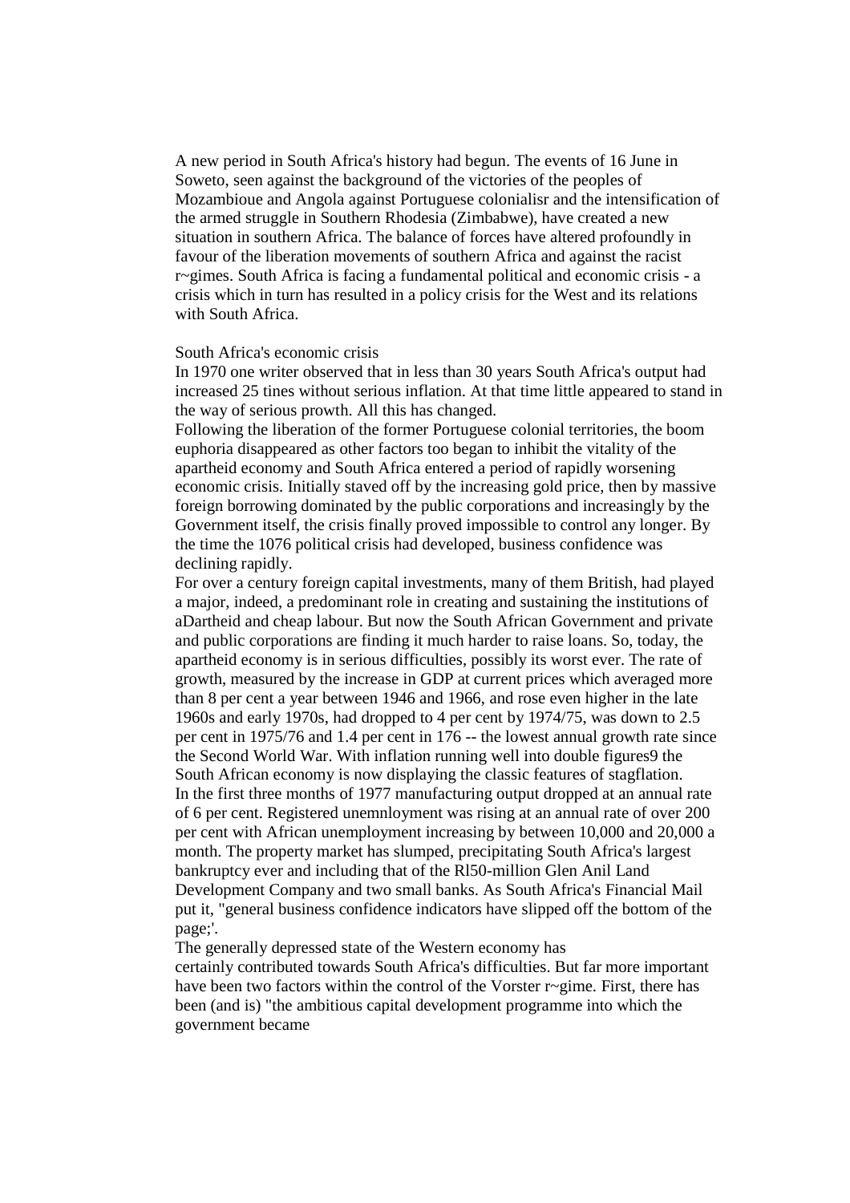A new period in South Africa's history had begun. The events of 16 June in Soweto, seen against the background of the victories of the peoples of Mozambioue and Angola against Portuguese colonialisr and the intensification of the armed struggle in Southern Rhodesia (Zimbabwe), have created a new situation in southern Africa. The balance of forces have altered profoundly in favour of the liberation movements of southern Africa and against the racist r~gimes. South Africa is facing a fundamental political and economic crisis - a crisis which in turn has resulted in a policy crisis for the West and its relations with South Africa.

## South Africa's economic crisis

In 1970 one writer observed that in less than 30 years South Africa's output had increased 25 tines without serious inflation. At that time little appeared to stand in the way of serious prowth. All this has changed.

Following the liberation of the former Portuguese colonial territories, the boom euphoria disappeared as other factors too began to inhibit the vitality of the apartheid economy and South Africa entered a period of rapidly worsening economic crisis. Initially staved off by the increasing gold price, then by massive foreign borrowing dominated by the public corporations and increasingly by the Government itself, the crisis finally proved impossible to control any longer. By the time the 1076 political crisis had developed, business confidence was declining rapidly.

For over a century foreign capital investments, many of them British, had played a major, indeed, a predominant role in creating and sustaining the institutions of aDartheid and cheap labour. But now the South African Government and private and public corporations are finding it much harder to raise loans. So, today, the apartheid economy is in serious difficulties, possibly its worst ever. The rate of growth, measured by the increase in GDP at current prices which averaged more than 8 per cent a year between 1946 and 1966, and rose even higher in the late 1960s and early 1970s, had dropped to 4 per cent by 1974/75, was down to 2.5 per cent in 1975/76 and 1.4 per cent in 176 -- the lowest annual growth rate since the Second World War. With inflation running well into double figures9 the South African economy is now displaying the classic features of stagflation.

In the first three months of 1977 manufacturing output dropped at an annual rate of 6 per cent. Registered unemnloyment was rising at an annual rate of over 200 per cent with African unemployment increasing by between 10,000 and 20,000 a month. The property market has slumped, precipitating South Africa's largest bankruptcy ever and including that of the Rl50-million Glen Anil Land Development Company and two small banks. As South Africa's Financial Mail put it, "general business confidence indicators have slipped off the bottom of the page;'.

The generally depressed state of the Western economy has certainly contributed towards South Africa's difficulties. But far more important have been two factors within the control of the Vorster r~gime. First, there has been (and is) "the ambitious capital development programme into which the government became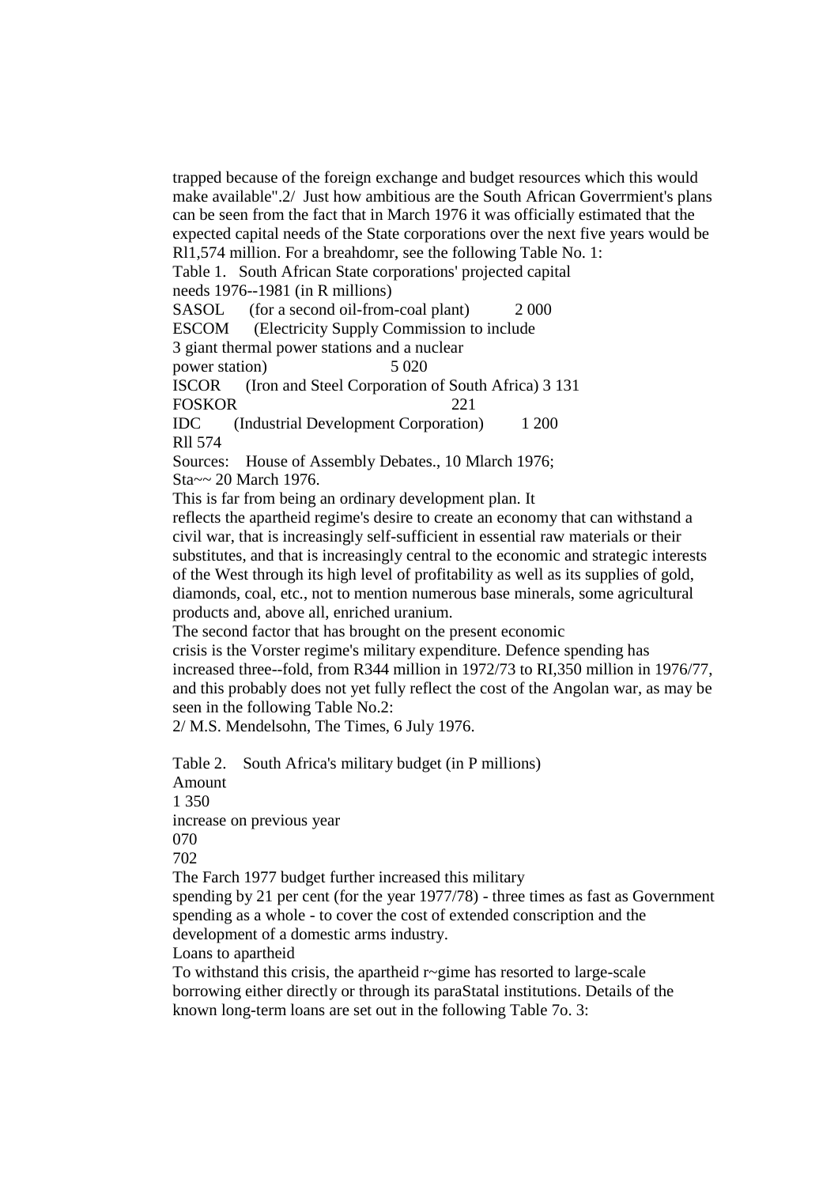trapped because of the foreign exchange and budget resources which this would make available".2/ Just how ambitious are the South African Goverrmient's plans can be seen from the fact that in March 1976 it was officially estimated that the expected capital needs of the State corporations over the next five years would be Rl1,574 million. For a breahdomr, see the following Table No. 1:

Table 1. South African State corporations' projected capital needs 1976--1981 (in R millions)

| | | |
|---|---|---|
| SASOL | (for a second oil-from-coal plant) | 2 000 |
| ESCOM | (Electricity Supply Commission to include 3 giant thermal power stations and a nuclear power station) | 5 020 |
| ISCOR | (Iron and Steel Corporation of South Africa) | 3 131 |
| FOSKOR | | 221 |
| IDC | (Industrial Development Corporation) | 1 200 |
| | | Rll 574 |

Sources: House of Assembly Debates., 10 Mlarch 1976; Sta~~ 20 March 1976.

This is far from being an ordinary development plan. It reflects the apartheid regime's desire to create an economy that can withstand a civil war, that is increasingly self-sufficient in essential raw materials or their substitutes, and that is increasingly central to the economic and strategic interests of the West through its high level of profitability as well as its supplies of gold, diamonds, coal, etc., not to mention numerous base minerals, some agricultural products and, above all, enriched uranium.

The second factor that has brought on the present economic crisis is the Vorster regime's military expenditure. Defence spending has increased three--fold, from R344 million in 1972/73 to RI,350 million in 1976/77, and this probably does not yet fully reflect the cost of the Angolan war, as may be seen in the following Table No.2:

2/ M.S. Mendelsohn, The Times, 6 July 1976.

Table 2. South Africa's military budget (in P millions)

| Amount | increase on previous year |
|---|---|
| 1 350 | 070 |
| | 702 |

The Farch 1977 budget further increased this military spending by 21 per cent (for the year 1977/78) - three times as fast as Government spending as a whole - to cover the cost of extended conscription and the development of a domestic arms industry.

## Loans to apartheid

To withstand this crisis, the apartheid r~gime has resorted to large-scale borrowing either directly or through its paraStatal institutions. Details of the known long-term loans are set out in the following Table 7o. 3: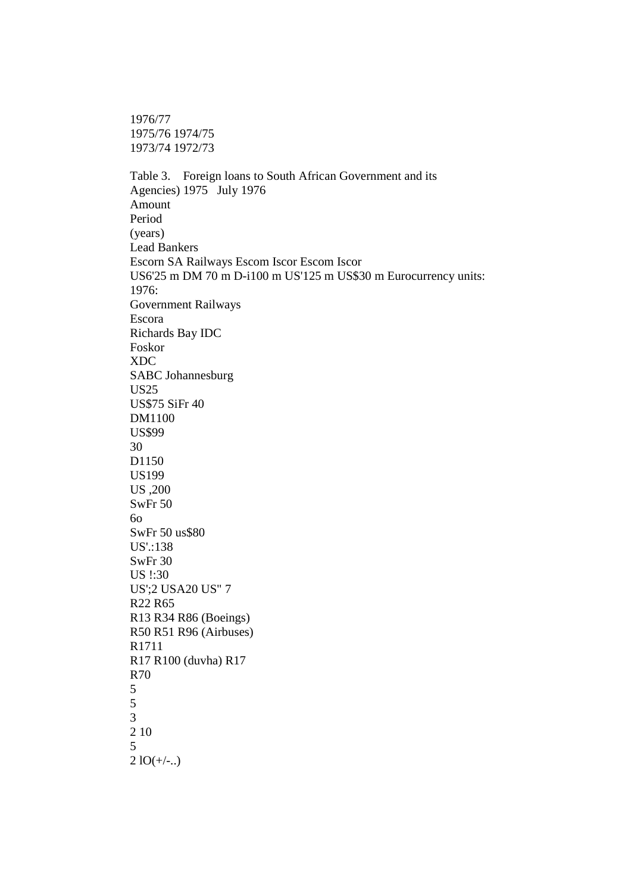1976/77
1975/76 1974/75
1973/74 1972/73

Table 3. Foreign loans to South African Government and its Agencies) 1975 July 1976

Amount

Period
(years)

Lead Bankers

Escorn SA Railways Escom Iscor Escom Iscor
US6'25 m DM 70 m D-i100 m US'125 m US$30 m Eurocurrency units:

1976:

Government Railways
Escora
Richards Bay IDC
Foskor
XDC
SABC Johannesburg

US25
US$75 SiFr 40
DM1100
US$99
30
D1150
US199
US ,200
SwFr 50
6o
SwFr 50 us$80
US'.:138
SwFr 30
US !:30
US';2 USA20 US" 7
R22 R65
R13 R34 R86 (Boeings)
R50 R51 R96 (Airbuses)
R1711
R17 R100 (duvha) R17
R70
5
5
3
2 10
5
2 lO(+/-..)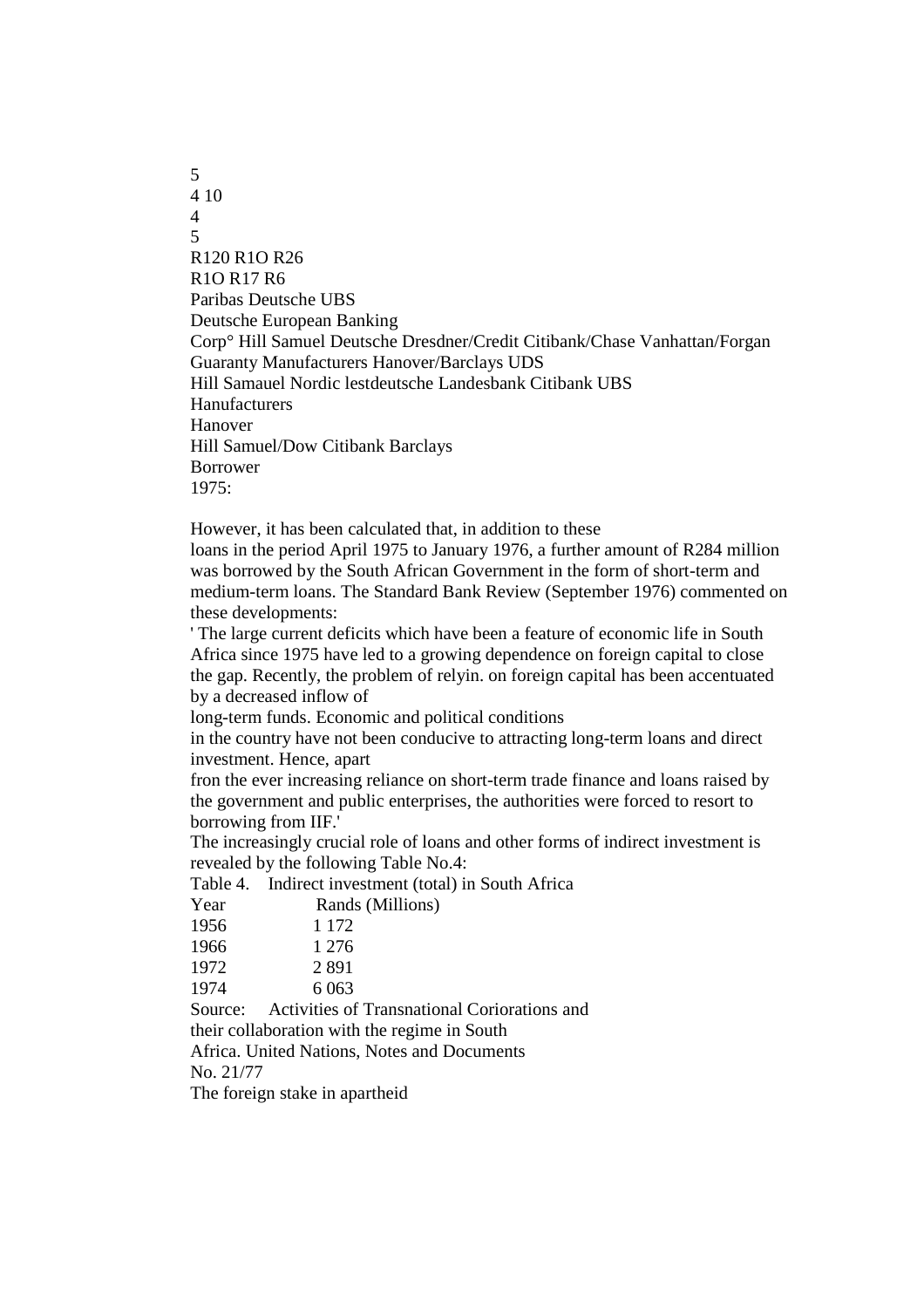5
4 10
4
5
R120 R1O R26
R1O R17 R6
Paribas Deutsche UBS
Deutsche European Banking
Corp° Hill Samuel Deutsche Dresdner/Credit Citibank/Chase Vanhattan/Forgan
Guaranty Manufacturers Hanover/Barclays UDS
Hill Samauel Nordic lestdeutsche Landesbank Citibank UBS
Hanufacturers
Hanover
Hill Samuel/Dow Citibank Barclays
Borrower
1975:

However, it has been calculated that, in addition to these
loans in the period April 1975 to January 1976, a further amount of R284 million was borrowed by the South African Government in the form of short-term and medium-term loans. The Standard Bank Review (September 1976) commented on these developments:

' The large current deficits which have been a feature of economic life in South Africa since 1975 have led to a growing dependence on foreign capital to close the gap. Recently, the problem of relyin. on foreign capital has been accentuated by a decreased inflow of
long-term funds. Economic and political conditions
in the country have not been conducive to attracting long-term loans and direct investment. Hence, apart
fron the ever increasing reliance on short-term trade finance and loans raised by the government and public enterprises, the authorities were forced to resort to borrowing from IIF.'

The increasingly crucial role of loans and other forms of indirect investment is revealed by the following Table No.4:

Table 4. Indirect investment (total) in South Africa

| Year | Rands (Millions) |
|---|---|
| 1956 | 1 172 |
| 1966 | 1 276 |
| 1972 | 2 891 |
| 1974 | 6 063 |

Source: Activities of Transnational Coriorations and
their collaboration with the regime in South
Africa. United Nations, Notes and Documents
No. 21/77

The foreign stake in apartheid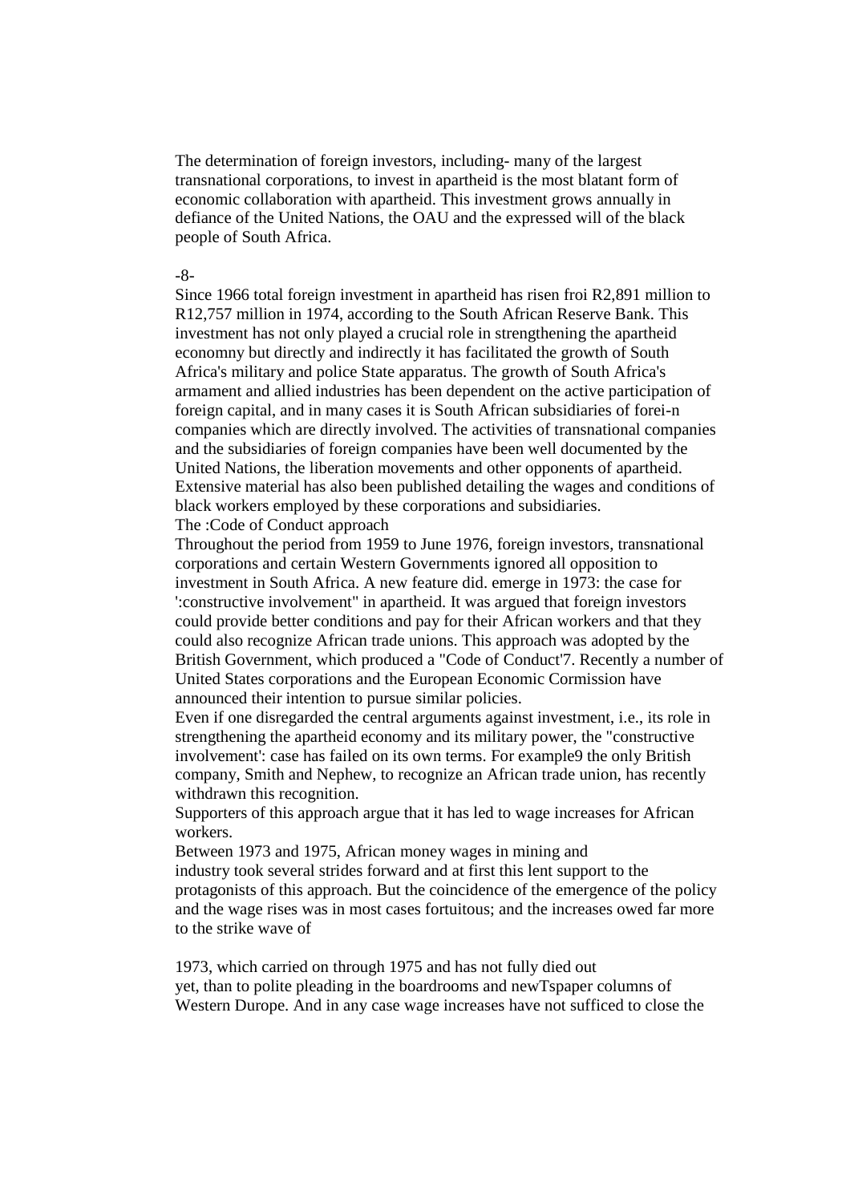The determination of foreign investors, including- many of the largest transnational corporations, to invest in apartheid is the most blatant form of economic collaboration with apartheid. This investment grows annually in defiance of the United Nations, the OAU and the expressed will of the black people of South Africa.

Since 1966 total foreign investment in apartheid has risen froi R2,891 million to R12,757 million in 1974, according to the South African Reserve Bank. This investment has not only played a crucial role in strengthening the apartheid economny but directly and indirectly it has facilitated the growth of South Africa's military and police State apparatus. The growth of South Africa's armament and allied industries has been dependent on the active participation of foreign capital, and in many cases it is South African subsidiaries of forei-n companies which are directly involved. The activities of transnational companies and the subsidiaries of foreign companies have been well documented by the United Nations, the liberation movements and other opponents of apartheid. Extensive material has also been published detailing the wages and conditions of black workers employed by these corporations and subsidiaries.

The :Code of Conduct approach

Throughout the period from 1959 to June 1976, foreign investors, transnational corporations and certain Western Governments ignored all opposition to investment in South Africa. A new feature did. emerge in 1973: the case for ':constructive involvement" in apartheid. It was argued that foreign investors could provide better conditions and pay for their African workers and that they could also recognize African trade unions. This approach was adopted by the British Government, which produced a "Code of Conduct'7. Recently a number of United States corporations and the European Economic Cormission have announced their intention to pursue similar policies.

Even if one disregarded the central arguments against investment, i.e., its role in strengthening the apartheid economy and its military power, the "constructive involvement': case has failed on its own terms. For example9 the only British company, Smith and Nephew, to recognize an African trade union, has recently withdrawn this recognition.

Supporters of this approach argue that it has led to wage increases for African workers.

Between 1973 and 1975, African money wages in mining and industry took several strides forward and at first this lent support to the protagonists of this approach. But the coincidence of the emergence of the policy and the wage rises was in most cases fortuitous; and the increases owed far more to the strike wave of 1973, which carried on through 1975 and has not fully died out yet, than to polite pleading in the boardrooms and newTspaper columns of Western Durope. And in any case wage increases have not sufficed to close the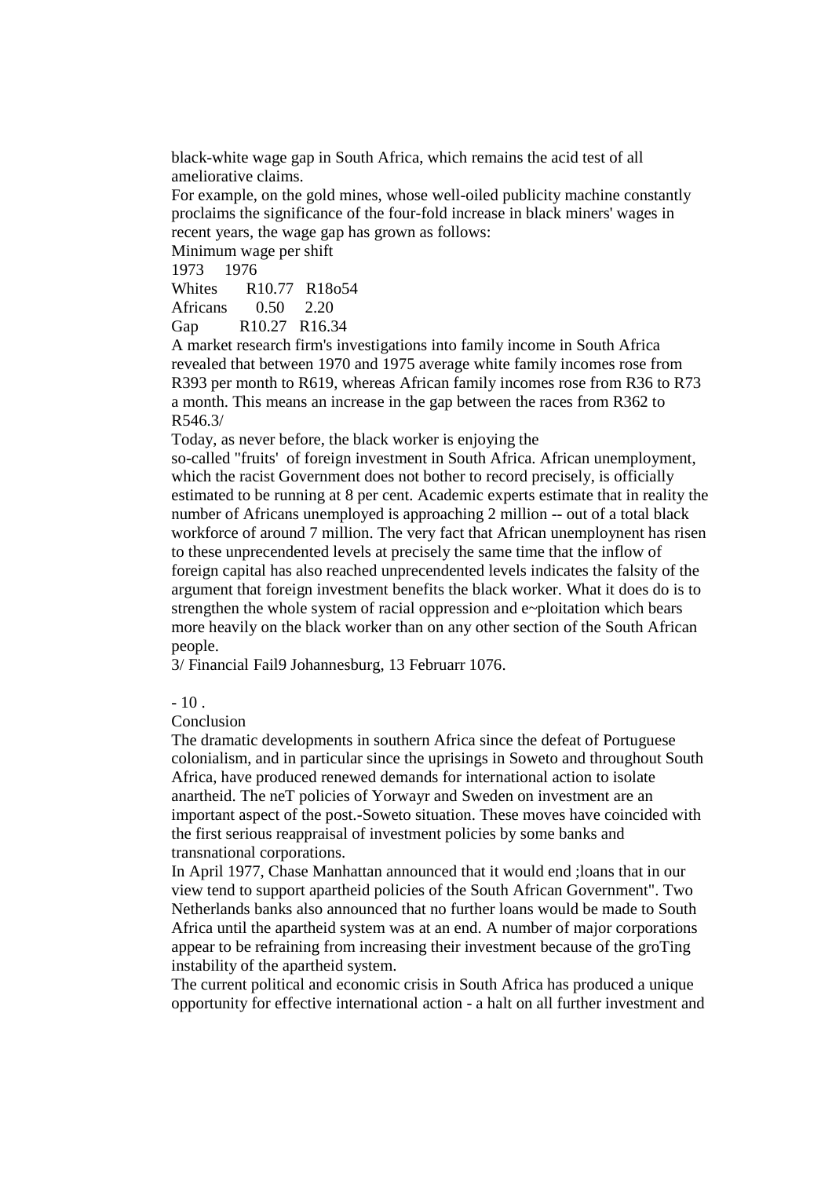black-white wage gap in South Africa, which remains the acid test of all ameliorative claims.

For example, on the gold mines, whose well-oiled publicity machine constantly proclaims the significance of the four-fold increase in black miners' wages in recent years, the wage gap has grown as follows:

Minimum wage per shift

| | 1973 | 1976 |
|---|---|---|
| Whites | R10.77 | R18o54 |
| Africans | 0.50 | 2.20 |
| Gap | R10.27 | R16.34 |

A market research firm's investigations into family income in South Africa revealed that between 1970 and 1975 average white family incomes rose from R393 per month to R619, whereas African family incomes rose from R36 to R73 a month. This means an increase in the gap between the races from R362 to R546.3/

Today, as never before, the black worker is enjoying the so-called "fruits" of foreign investment in South Africa. African unemployment, which the racist Government does not bother to record precisely, is officially estimated to be running at 8 per cent. Academic experts estimate that in reality the number of Africans unemployed is approaching 2 million -- out of a total black workforce of around 7 million. The very fact that African unemploynent has risen to these unprecendented levels at precisely the same time that the inflow of foreign capital has also reached unprecendented levels indicates the falsity of the argument that foreign investment benefits the black worker. What it does do is to strengthen the whole system of racial oppression and e~ploitation which bears more heavily on the black worker than on any other section of the South African people.

3/ Financial Fail9 Johannesburg, 13 Februarr 1076.

## Conclusion

The dramatic developments in southern Africa since the defeat of Portuguese colonialism, and in particular since the uprisings in Soweto and throughout South Africa, have produced renewed demands for international action to isolate anartheid. The neT policies of Yorwayr and Sweden on investment are an important aspect of the post.-Soweto situation. These moves have coincided with the first serious reappraisal of investment policies by some banks and transnational corporations.

In April 1977, Chase Manhattan announced that it would end ;loans that in our view tend to support apartheid policies of the South African Government". Two Netherlands banks also announced that no further loans would be made to South Africa until the apartheid system was at an end. A number of major corporations appear to be refraining from increasing their investment because of the groTing instability of the apartheid system.

The current political and economic crisis in South Africa has produced a unique opportunity for effective international action - a halt on all further investment and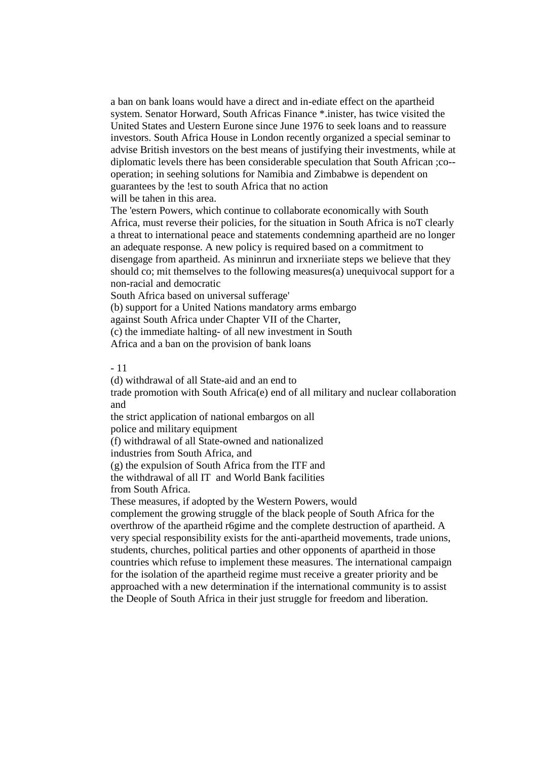a ban on bank loans would have a direct and in-ediate effect on the apartheid system. Senator Horward, South Africas Finance *.inister, has twice visited the United States and Uestern Eurone since June 1976 to seek loans and to reassure investors. South Africa House in London recently organized a special seminar to advise British investors on the best means of justifying their investments, while at diplomatic levels there has been considerable speculation that South African ;co--operation; in seehing solutions for Namibia and Zimbabwe is dependent on guarantees by the !est to south Africa that no action will be tahen in this area.

The 'estern Powers, which continue to collaborate economically with South Africa, must reverse their policies, for the situation in South Africa is noT clearly a threat to international peace and statements condemning apartheid are no longer an adequate response. A new policy is required based on a commitment to disengage from apartheid. As mininrun and irxneriiate steps we believe that they should co; mit themselves to the following measures(a) unequivocal support for a non-racial and democratic South Africa based on universal sufferage'

(b) support for a United Nations mandatory arms embargo against South Africa under Chapter VII of the Charter,

(c) the immediate halting- of all new investment in South Africa and a ban on the provision of bank loans

(d) withdrawal of all State-aid and an end to trade promotion with South Africa(e) end of all military and nuclear collaboration and the strict application of national embargos on all police and military equipment

(f) withdrawal of all State-owned and nationalized industries from South Africa, and

(g) the expulsion of South Africa from the ITF and the withdrawal of all IT and World Bank facilities from South Africa.

These measures, if adopted by the Western Powers, would complement the growing struggle of the black people of South Africa for the overthrow of the apartheid r6gime and the complete destruction of apartheid. A very special responsibility exists for the anti-apartheid movements, trade unions, students, churches, political parties and other opponents of apartheid in those countries which refuse to implement these measures. The international campaign for the isolation of the apartheid regime must receive a greater priority and be approached with a new determination if the international community is to assist the Deople of South Africa in their just struggle for freedom and liberation.